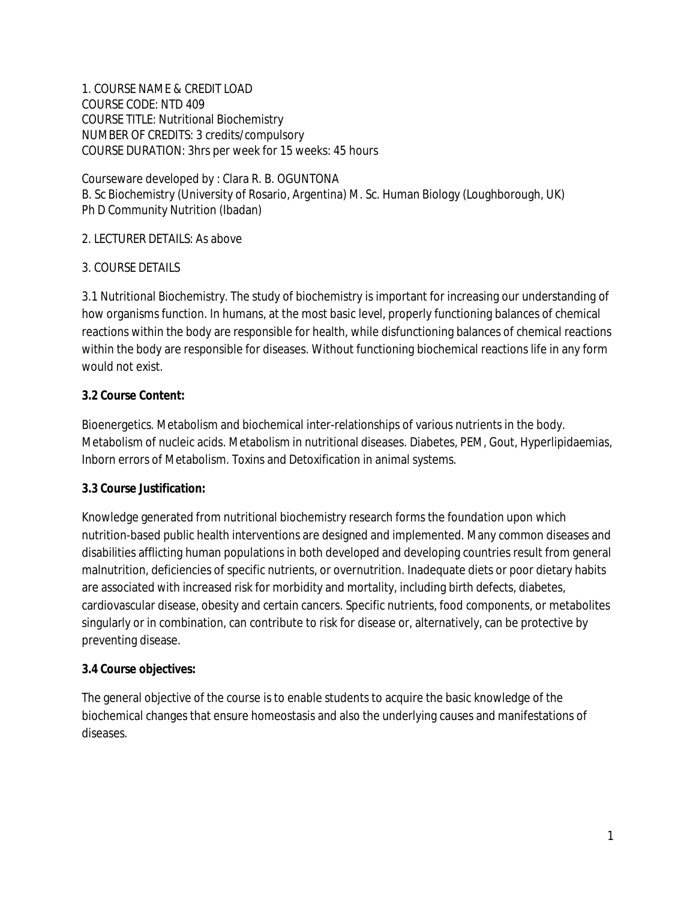1. COURSE NAME & CREDIT LOAD
COURSE CODE: NTD 409
COURSE TITLE: Nutritional Biochemistry
NUMBER OF CREDITS: 3 credits/compulsory
COURSE DURATION: 3hrs per week for 15 weeks: 45 hours

Courseware developed by : Clara R. B. OGUNTONA
B. Sc Biochemistry (University of Rosario, Argentina) M. Sc. Human Biology (Loughborough, UK)
Ph D Community Nutrition (Ibadan)

2. LECTURER DETAILS: As above

3. COURSE DETAILS

3.1 Nutritional Biochemistry. The study of biochemistry is important for increasing our understanding of how organisms function. In humans, at the most basic level, properly functioning balances of chemical reactions within the body are responsible for health, while disfunctioning balances of chemical reactions within the body are responsible for diseases. Without functioning biochemical reactions life in any form would not exist.

**3.2 Course Content:**

Bioenergetics. Metabolism and biochemical inter-relationships of various nutrients in the body. Metabolism of nucleic acids. Metabolism in nutritional diseases. Diabetes, PEM, Gout, Hyperlipidaemias, Inborn errors of Metabolism. Toxins and Detoxification in animal systems.

**3.3 Course Justification:**

Knowledge generated from nutritional biochemistry research forms the foundation upon which nutrition-based public health interventions are designed and implemented. Many common diseases and disabilities afflicting human populations in both developed and developing countries result from general malnutrition, deficiencies of specific nutrients, or overnutrition. Inadequate diets or poor dietary habits are associated with increased risk for morbidity and mortality, including birth defects, diabetes, cardiovascular disease, obesity and certain cancers. Specific nutrients, food components, or metabolites singularly or in combination, can contribute to risk for disease or, alternatively, can be protective by preventing disease.

**3.4 Course objectives:**

The general objective of the course is to enable students to acquire the basic knowledge of the biochemical changes that ensure homeostasis and also the underlying causes and manifestations of diseases.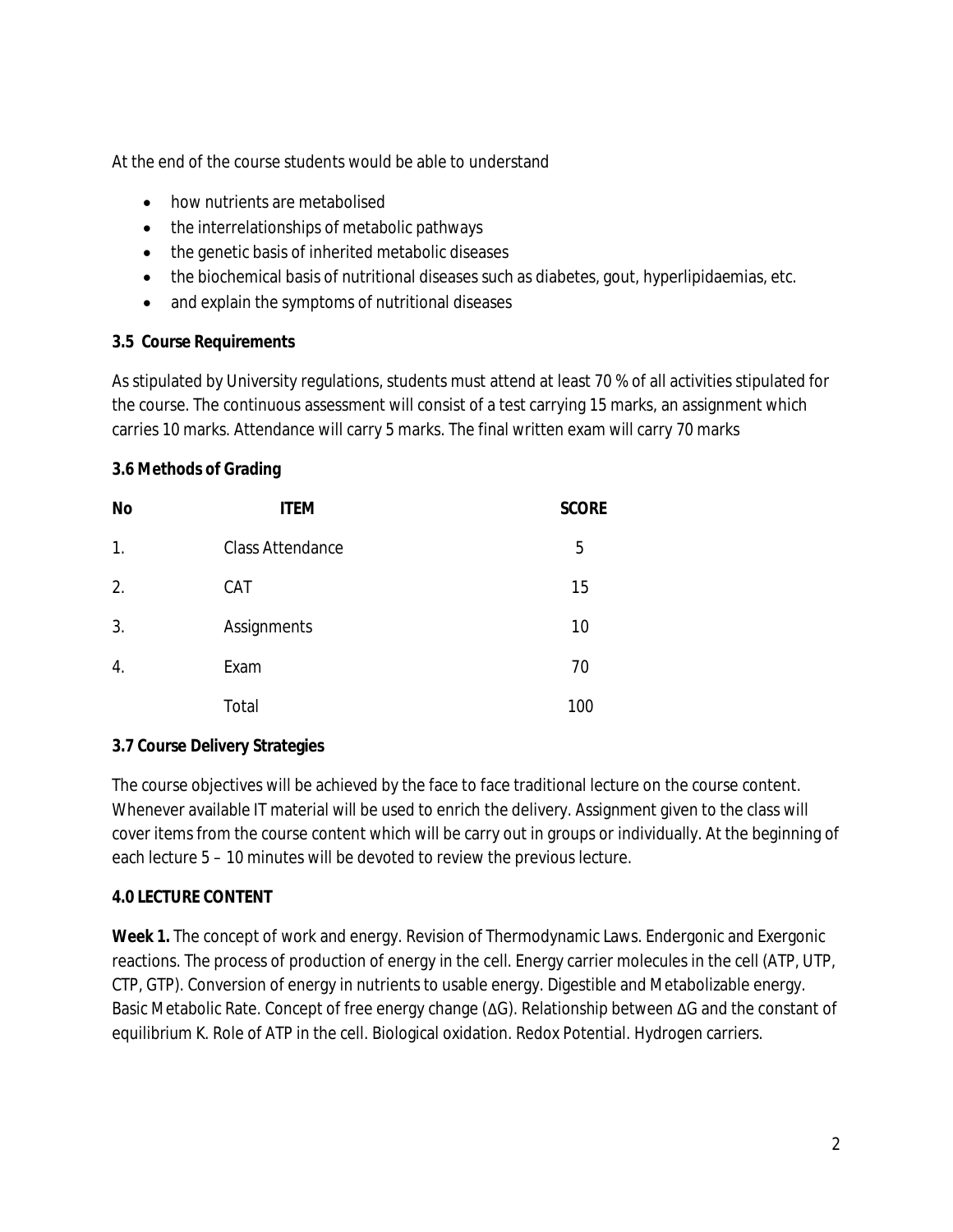At the end of the course students would be able to understand

- how nutrients are metabolised
- the interrelationships of metabolic pathways
- the genetic basis of inherited metabolic diseases
- the biochemical basis of nutritional diseases such as diabetes, gout, hyperlipidaemias, etc.
- and explain the symptoms of nutritional diseases

### 3.5 Course Requirements

As stipulated by University regulations, students must attend at least 70 % of all activities stipulated for the course. The continuous assessment will consist of a test carrying 15 marks, an assignment which carries 10 marks. Attendance will carry 5 marks. The final written exam will carry 70 marks

### 3.6 Methods of Grading

| No | ITEM | SCORE |
|---|---|---|
| 1. | Class Attendance | 5 |
| 2. | CAT | 15 |
| 3. | Assignments | 10 |
| 4. | Exam | 70 |
| | Total | 100 |

### 3.7 Course Delivery Strategies

The course objectives will be achieved by the face to face traditional lecture on the course content. Whenever available IT material will be used to enrich the delivery. Assignment given to the class will cover items from the course content which will be carry out in groups or individually. At the beginning of each lecture 5 – 10 minutes will be devoted to review the previous lecture.

## 4.0 LECTURE CONTENT

**Week 1.** The concept of work and energy. Revision of Thermodynamic Laws. Endergonic and Exergonic reactions. The process of production of energy in the cell. Energy carrier molecules in the cell (ATP, UTP, CTP, GTP). Conversion of energy in nutrients to usable energy. Digestible and Metabolizable energy. Basic Metabolic Rate. Concept of free energy change ($\Delta G$). Relationship between $\Delta G$ and the constant of equilibrium K. Role of ATP in the cell. Biological oxidation. Redox Potential. Hydrogen carriers.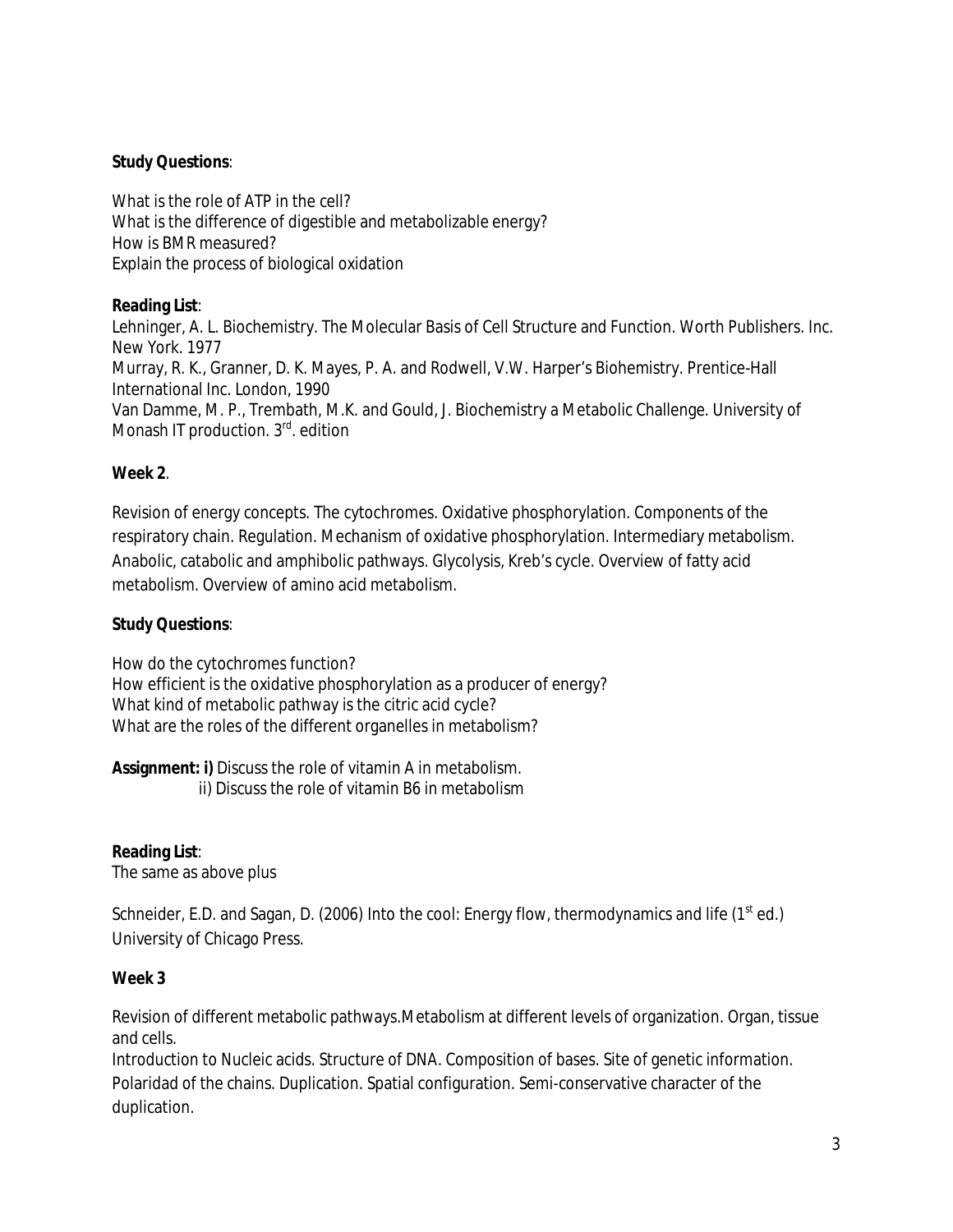**Study Questions**:

What is the role of ATP in the cell?
What is the difference of digestible and metabolizable energy?
How is BMR measured?
Explain the process of biological oxidation

**Reading List**:
Lehninger, A. L. Biochemistry. The Molecular Basis of Cell Structure and Function. Worth Publishers. Inc. New York. 1977
Murray, R. K., Granner, D. K. Mayes, P. A. and Rodwell, V.W. Harper's Biohemistry. Prentice-Hall International Inc. London, 1990
Van Damme, M. P., Trembath, M.K. and Gould, J. Biochemistry a Metabolic Challenge. University of Monash IT production. 3rd. edition

**Week 2**.

Revision of energy concepts. The cytochromes. Oxidative phosphorylation. Components of the respiratory chain. Regulation. Mechanism of oxidative phosphorylation. Intermediary metabolism. Anabolic, catabolic and amphibolic pathways. Glycolysis, Kreb's cycle. Overview of fatty acid metabolism. Overview of amino acid metabolism.

**Study Questions**:

How do the cytochromes function?
How efficient is the oxidative phosphorylation as a producer of energy?
What kind of metabolic pathway is the citric acid cycle?
What are the roles of the different organelles in metabolism?

**Assignment: i)** Discuss the role of vitamin A in metabolism.
ii) Discuss the role of vitamin B6 in metabolism

**Reading List**:
The same as above plus

Schneider, E.D. and Sagan, D. (2006) Into the cool: Energy flow, thermodynamics and life (1st ed.) University of Chicago Press.

**Week 3**

Revision of different metabolic pathways.Metabolism at different levels of organization. Organ, tissue and cells.
Introduction to Nucleic acids. Structure of DNA. Composition of bases. Site of genetic information. Polaridad of the chains. Duplication. Spatial configuration. Semi-conservative character of the duplication.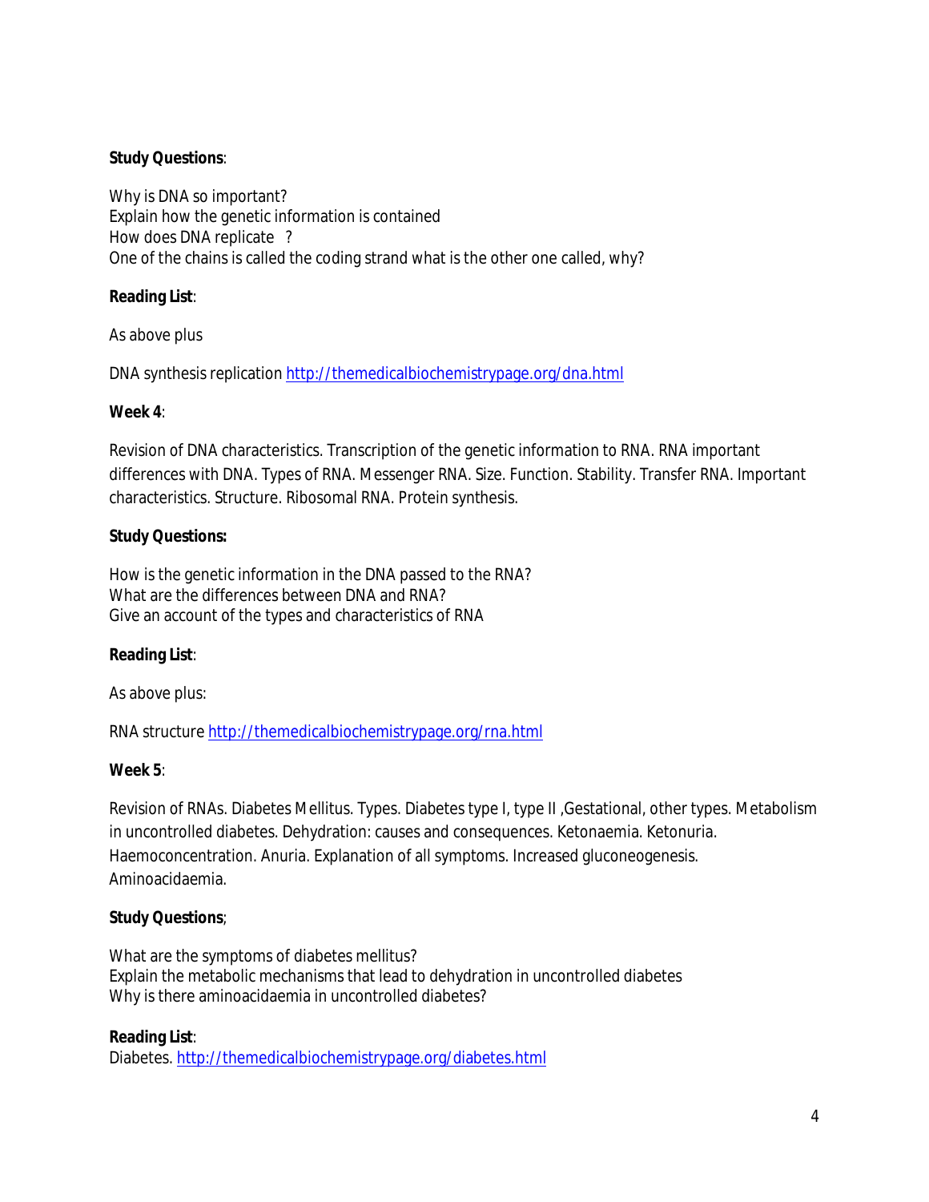**Study Questions**:

Why is DNA so important?
Explain how the genetic information is contained
How does DNA replicate ?
One of the chains is called the coding strand what is the other one called, why?

**Reading List**:

As above plus

DNA synthesis replication http://themedicalbiochemistrypage.org/dna.html

**Week 4**:

Revision of DNA characteristics. Transcription of the genetic information to RNA. RNA important differences with DNA. Types of RNA. Messenger RNA. Size. Function. Stability. Transfer RNA. Important characteristics. Structure. Ribosomal RNA. Protein synthesis.

**Study Questions:**

How is the genetic information in the DNA passed to the RNA?
What are the differences between DNA and RNA?
Give an account of the types and characteristics of RNA

**Reading List**:

As above plus:

RNA structure http://themedicalbiochemistrypage.org/rna.html

**Week 5**:

Revision of RNAs. Diabetes Mellitus. Types. Diabetes type I, type II ,Gestational, other types. Metabolism in uncontrolled diabetes. Dehydration: causes and consequences. Ketonaemia. Ketonuria. Haemoconcentration. Anuria. Explanation of all symptoms. Increased gluconeogenesis. Aminoacidaemia.

**Study Questions**;

What are the symptoms of diabetes mellitus?
Explain the metabolic mechanisms that lead to dehydration in uncontrolled diabetes
Why is there aminoacidaemia in uncontrolled diabetes?

**Reading List**:
Diabetes. http://themedicalbiochemistrypage.org/diabetes.html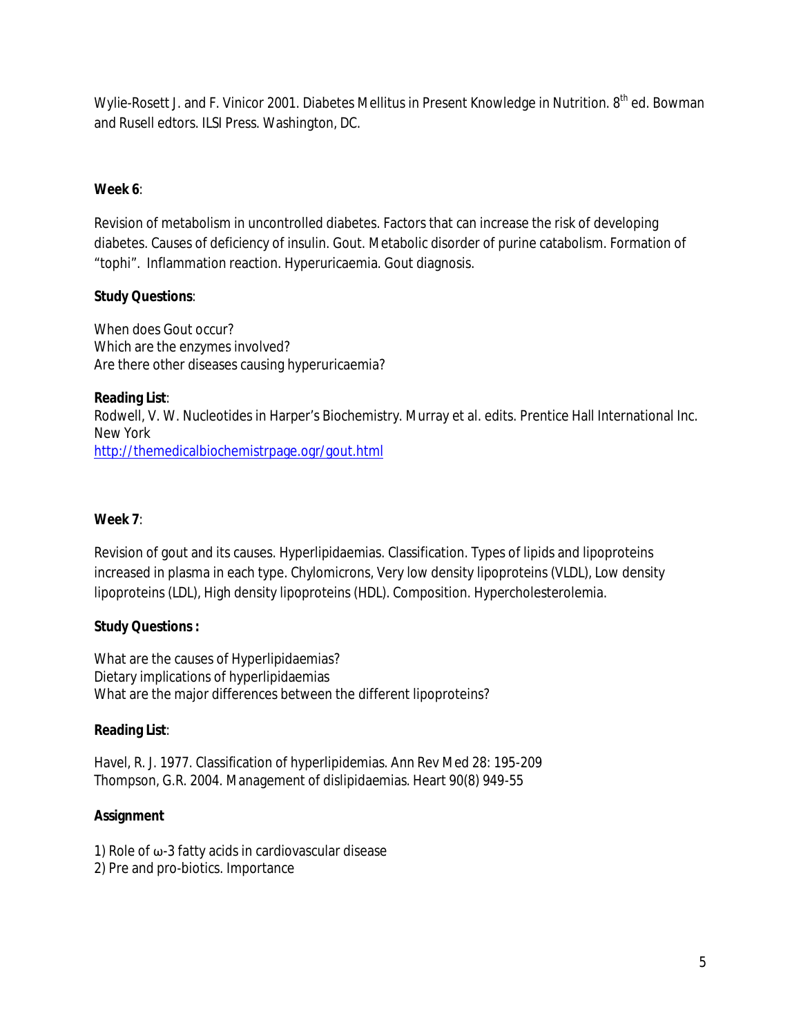Wylie-Rosett J. and F. Vinicor 2001. Diabetes Mellitus in Present Knowledge in Nutrition. 8th ed. Bowman and Rusell edtors. ILSI Press. Washington, DC.

**Week 6**:

Revision of metabolism in uncontrolled diabetes. Factors that can increase the risk of developing diabetes. Causes of deficiency of insulin. Gout. Metabolic disorder of purine catabolism. Formation of "tophi". Inflammation reaction. Hyperuricaemia. Gout diagnosis.

**Study Questions**:

When does Gout occur?
Which are the enzymes involved?
Are there other diseases causing hyperuricaemia?

**Reading List**:
Rodwell, V. W. Nucleotides in Harper's Biochemistry. Murray et al. edits. Prentice Hall International Inc. New York
http://themedicalbiochemistrpage.ogr/gout.html

**Week 7**:

Revision of gout and its causes. Hyperlipidaemias. Classification. Types of lipids and lipoproteins increased in plasma in each type. Chylomicrons, Very low density lipoproteins (VLDL), Low density lipoproteins (LDL), High density lipoproteins (HDL). Composition. Hypercholesterolemia.

**Study Questions :**

What are the causes of Hyperlipidaemias?
Dietary implications of hyperlipidaemias
What are the major differences between the different lipoproteins?

**Reading List**:

Havel, R. J. 1977. Classification of hyperlipidemias. Ann Rev Med 28: 195-209
Thompson, G.R. 2004. Management of dislipidaemias. Heart 90(8) 949-55

**Assignment**

1) Role of ω-3 fatty acids in cardiovascular disease
2) Pre and pro-biotics. Importance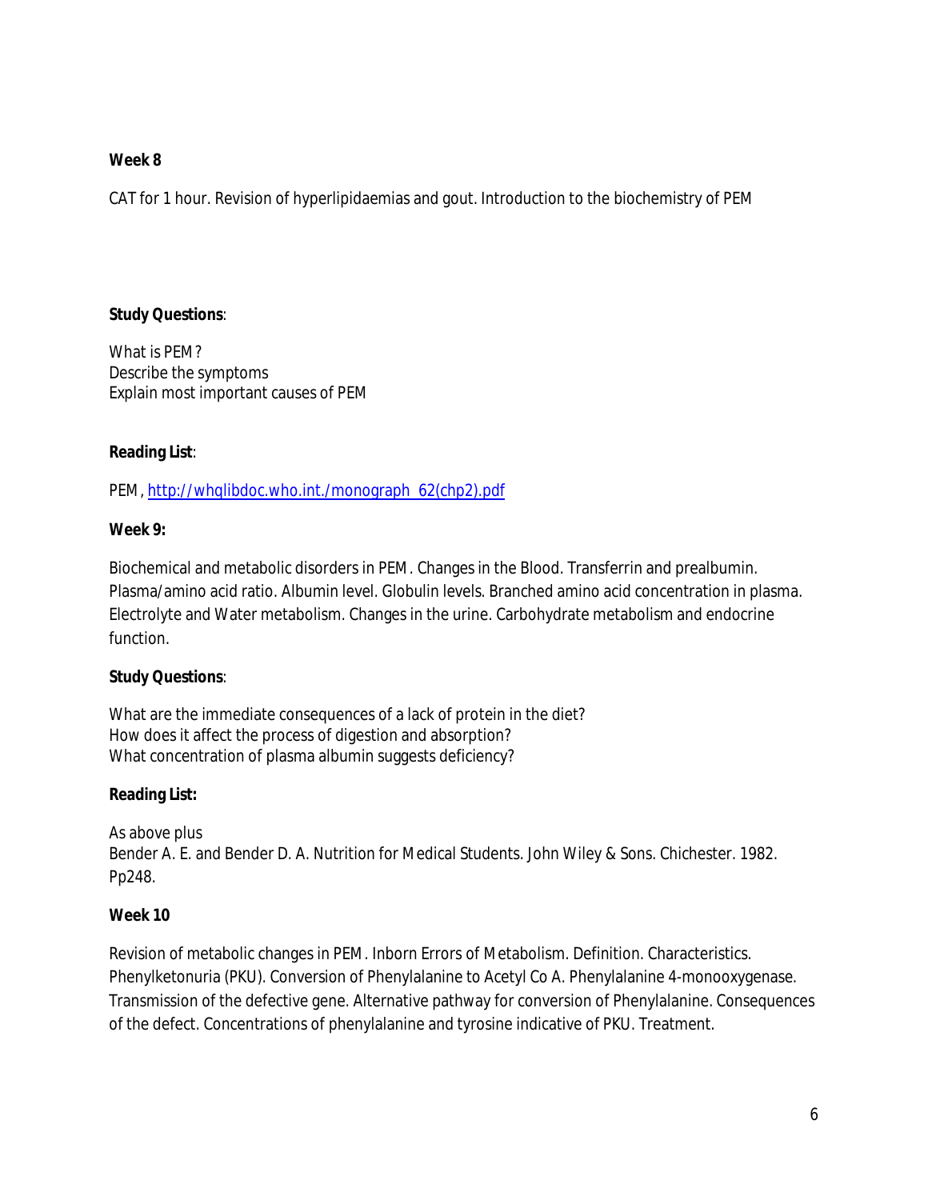**Week 8**

CAT for 1 hour. Revision of hyperlipidaemias and gout. Introduction to the biochemistry of PEM

**Study Questions**:

What is PEM?
Describe the symptoms
Explain most important causes of PEM

**Reading List**:

PEM, [http://whqlibdoc.who.int./monograph_62(chp2).pdf](http://whqlibdoc.who.int./monograph_62(chp2).pdf)

**Week 9:**

Biochemical and metabolic disorders in PEM. Changes in the Blood. Transferrin and prealbumin. Plasma/amino acid ratio. Albumin level. Globulin levels. Branched amino acid concentration in plasma. Electrolyte and Water metabolism. Changes in the urine. Carbohydrate metabolism and endocrine function.

**Study Questions**:

What are the immediate consequences of a lack of protein in the diet?
How does it affect the process of digestion and absorption?
What concentration of plasma albumin suggests deficiency?

**Reading List:**

As above plus
Bender A. E. and Bender D. A. Nutrition for Medical Students. John Wiley & Sons. Chichester. 1982. Pp248.

**Week 10**

Revision of metabolic changes in PEM. Inborn Errors of Metabolism. Definition. Characteristics. Phenylketonuria (PKU). Conversion of Phenylalanine to Acetyl Co A. Phenylalanine 4-monooxygenase. Transmission of the defective gene. Alternative pathway for conversion of Phenylalanine. Consequences of the defect. Concentrations of phenylalanine and tyrosine indicative of PKU. Treatment.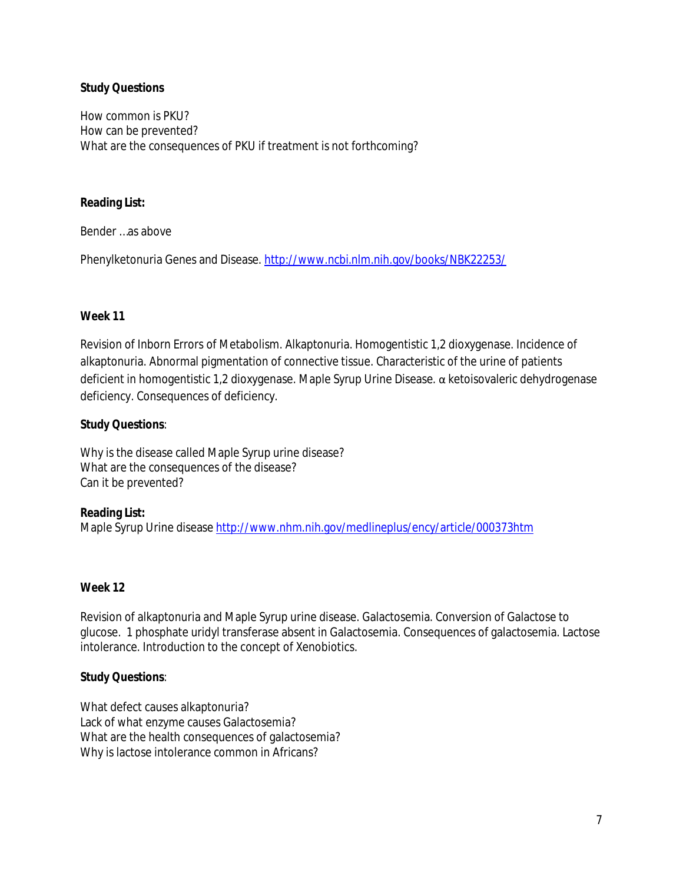**Study Questions**

How common is PKU?
How can be prevented?
What are the consequences of PKU if treatment is not forthcoming?

**Reading List:**

Bender …as above

Phenylketonuria Genes and Disease. http://www.ncbi.nlm.nih.gov/books/NBK22253/

**Week 11**

Revision of Inborn Errors of Metabolism. Alkaptonuria. Homogentistic 1,2 dioxygenase. Incidence of alkaptonuria. Abnormal pigmentation of connective tissue. Characteristic of the urine of patients deficient in homogentistic 1,2 dioxygenase. Maple Syrup Urine Disease. $\alpha$ ketoisovaleric dehydrogenase deficiency. Consequences of deficiency.

**Study Questions**:

Why is the disease called Maple Syrup urine disease?
What are the consequences of the disease?
Can it be prevented?

**Reading List:**
Maple Syrup Urine disease http://www.nhm.nih.gov/medlineplus/ency/article/000373htm

**Week 12**

Revision of alkaptonuria and Maple Syrup urine disease. Galactosemia. Conversion of Galactose to glucose. 1 phosphate uridyl transferase absent in Galactosemia. Consequences of galactosemia. Lactose intolerance. Introduction to the concept of Xenobiotics.

**Study Questions**:

What defect causes alkaptonuria?
Lack of what enzyme causes Galactosemia?
What are the health consequences of galactosemia?
Why is lactose intolerance common in Africans?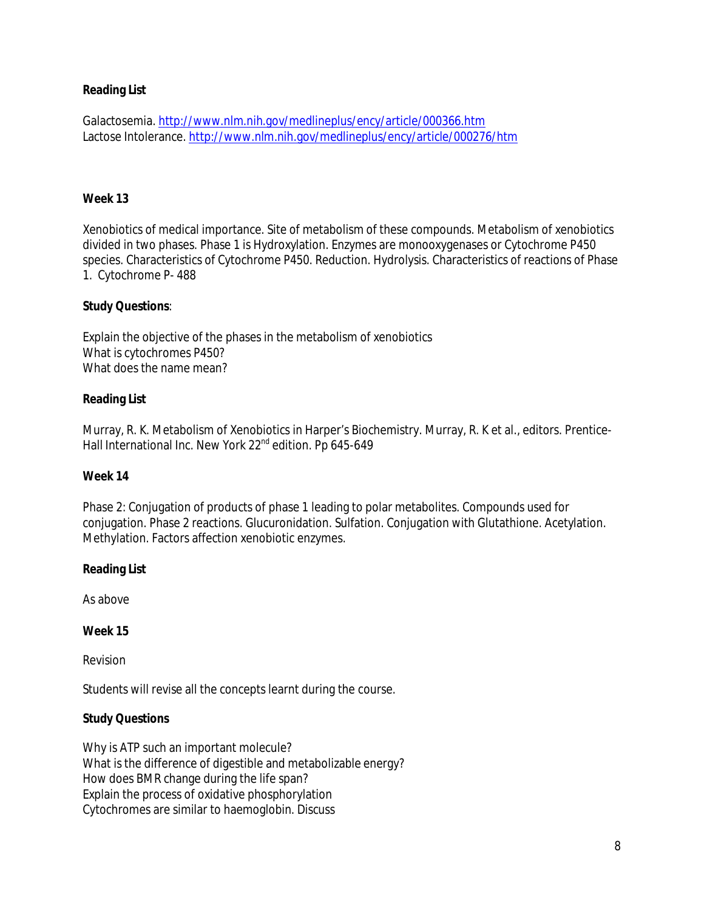**Reading List**

Galactosemia. http://www.nlm.nih.gov/medlineplus/ency/article/000366.htm
Lactose Intolerance. http://www.nlm.nih.gov/medlineplus/ency/article/000276/htm

**Week 13**

Xenobiotics of medical importance. Site of metabolism of these compounds. Metabolism of xenobiotics divided in two phases. Phase 1 is Hydroxylation. Enzymes are monooxygenases or Cytochrome P450 species. Characteristics of Cytochrome P450. Reduction. Hydrolysis. Characteristics of reactions of Phase 1. Cytochrome P- 488

**Study Questions**:

Explain the objective of the phases in the metabolism of xenobiotics
What is cytochromes P450?
What does the name mean?

**Reading List**

Murray, R. K. Metabolism of Xenobiotics in Harper's Biochemistry. Murray, R. K et al., editors. Prentice-Hall International Inc. New York 22nd edition. Pp 645-649

**Week 14**

Phase 2: Conjugation of products of phase 1 leading to polar metabolites. Compounds used for conjugation. Phase 2 reactions. Glucuronidation. Sulfation. Conjugation with Glutathione. Acetylation. Methylation. Factors affection xenobiotic enzymes.

**Reading List**

As above

**Week 15**

Revision

Students will revise all the concepts learnt during the course.

**Study Questions**

Why is ATP such an important molecule?
What is the difference of digestible and metabolizable energy?
How does BMR change during the life span?
Explain the process of oxidative phosphorylation
Cytochromes are similar to haemoglobin. Discuss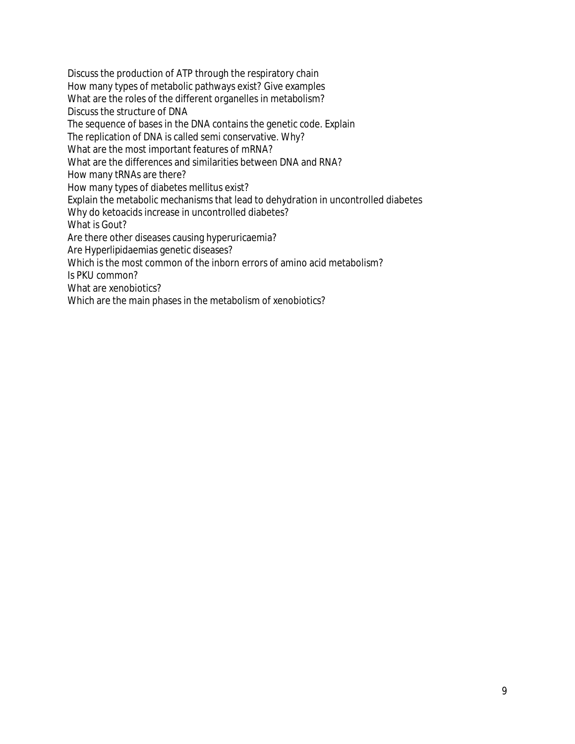Discuss the production of ATP through the respiratory chain
How many types of metabolic pathways exist? Give examples
What are the roles of the different organelles in metabolism?
Discuss the structure of DNA
The sequence of bases in the DNA contains the genetic code. Explain
The replication of DNA is called semi conservative. Why?
What are the most important features of mRNA?
What are the differences and similarities between DNA and RNA?
How many tRNAs are there?
How many types of diabetes mellitus exist?
Explain the metabolic mechanisms that lead to dehydration in uncontrolled diabetes
Why do ketoacids increase in uncontrolled diabetes?
What is Gout?
Are there other diseases causing hyperuricaemia?
Are Hyperlipidaemias genetic diseases?
Which is the most common of the inborn errors of amino acid metabolism?
Is PKU common?
What are xenobiotics?
Which are the main phases in the metabolism of xenobiotics?